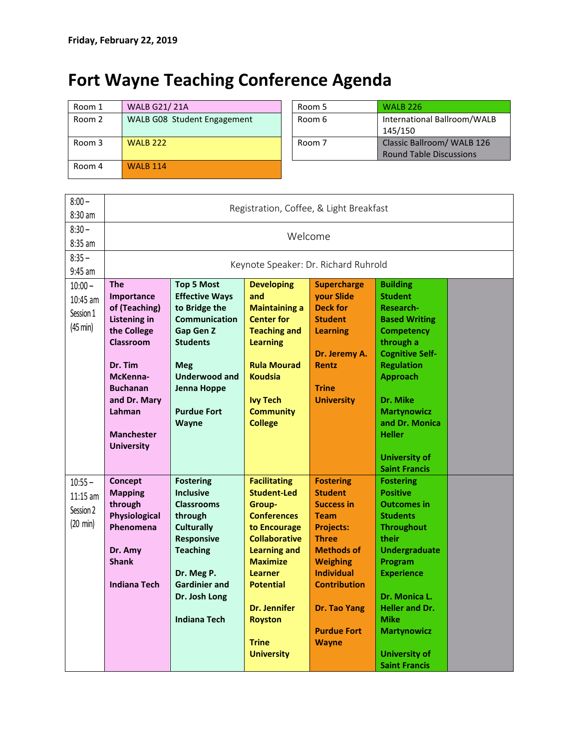**Friday, February 22, 2019**

# Fort Wayne Teaching Conference Agenda

| | |
|---|---|
| Room 1 | WALB G21/ 21A |
| Room 2 | WALB G08 Student Engagement |
| Room 3 | WALB 222 |
| Room 4 | WALB 114 |

| | |
|---|---|
| Room 5 | WALB 226 |
| Room 6 | International Ballroom/WALB 145/150 |
| Room 7 | Classic Ballroom/ WALB 126 Round Table Discussions |

| | | | | | | |
|---|---|---|---|---|---|---|
| 8:00 – 8:30 am | Registration, Coffee, & Light Breakfast | | | | | |
| 8:30 – 8:35 am | Welcome | | | | | |
| 8:35 – 9:45 am | Keynote Speaker: Dr. Richard Ruhrold | | | | | |
| 10:00 – 10:45 am Session 1 (45 min) | **The Importance of (Teaching) Listening in the College Classroom**<br><br>**Dr. Tim McKenna-Buchanan and Dr. Mary Lahman**<br><br>**Manchester University** | **Top 5 Most Effective Ways to Bridge the Communication Gap Gen Z Students**<br><br>**Meg Underwood and Jenna Hoppe**<br><br>**Purdue Fort Wayne** | **Developing and Maintaining a Center for Teaching and Learning**<br><br>**Rula Mourad Koudsia**<br><br>**Ivy Tech Community College** | **Supercharge your Slide Deck for Student Learning**<br><br>**Dr. Jeremy A. Rentz**<br><br>**Trine University** | **Building Student Research-Based Writing Competency through a Cognitive Self-Regulation Approach**<br><br>**Dr. Mike Martynowicz and Dr. Monica Heller**<br><br>**University of Saint Francis** | |
| 10:55 – 11:15 am Session 2 (20 min) | **Concept Mapping through Physiological Phenomena**<br><br>**Dr. Amy Shank**<br><br>**Indiana Tech** | **Fostering Inclusive Classrooms through Culturally Responsive Teaching**<br><br>**Dr. Meg P. Gardinier and Dr. Josh Long**<br><br>**Indiana Tech** | **Facilitating Student-Led Group-Conferences to Encourage Collaborative Learning and Maximize Learner Potential**<br><br>**Dr. Jennifer Royston**<br><br>**Trine University** | **Fostering Student Success in Team Projects: Three Methods of Weighing Individual Contribution**<br><br>**Dr. Tao Yang**<br><br>**Purdue Fort Wayne** | **Fostering Positive Outcomes in Students Throughout their Undergraduate Program Experience**<br><br>**Dr. Monica L. Heller and Dr. Mike Martynowicz**<br><br>**University of Saint Francis** | |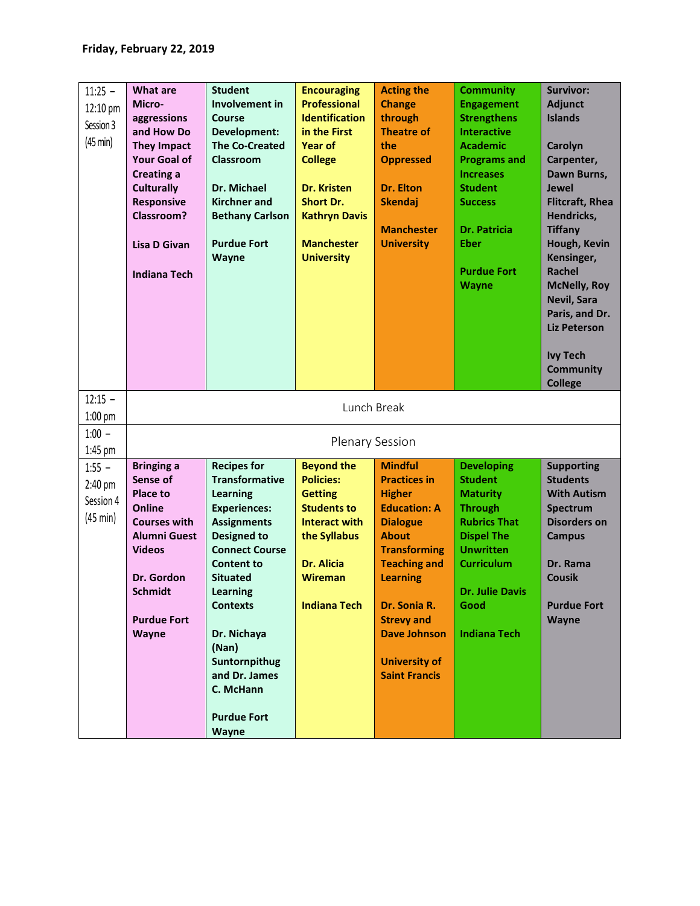**Friday, February 22, 2019**

| | | | | | | |
|---|---|---|---|---|---|---|
| 11:25 – 12:10 pm Session 3 (45 min) | **What are Micro-aggressions and How Do They Impact Your Goal of Creating a Culturally Responsive Classroom?**<br><br>**Lisa D Givan**<br><br>**Indiana Tech** | **Student Involvement in Course Development: The Co-Created Classroom**<br><br>**Dr. Michael Kirchner and Bethany Carlson**<br><br>**Purdue Fort Wayne** | **Encouraging Professional Identification in the First Year of College**<br><br>**Dr. Kristen Short Dr. Kathryn Davis**<br><br>**Manchester University** | **Acting the Change through Theatre of the Oppressed**<br><br>**Dr. Elton Skendaj**<br><br>**Manchester University** | **Community Engagement Strengthens Interactive Academic Programs and Increases Student Success**<br><br>**Dr. Patricia Eber**<br><br>**Purdue Fort Wayne** | **Survivor: Adjunct Islands**<br><br>**Carolyn Carpenter, Dawn Burns, Jewel Flitcraft, Rhea Hendricks, Tiffany Hough, Kevin Kensinger, Rachel McNelly, Roy Nevil, Sara Paris, and Dr. Liz Peterson**<br><br>**Ivy Tech Community College** |
| 12:15 – 1:00 pm | Lunch Break | | | | | |
| 1:00 – 1:45 pm | Plenary Session | | | | | |
| 1:55 – 2:40 pm Session 4 (45 min) | **Bringing a Sense of Place to Online Courses with Alumni Guest Videos**<br><br>**Dr. Gordon Schmidt**<br><br>**Purdue Fort Wayne** | **Recipes for Transformative Learning Experiences: Assignments Designed to Connect Course Content to Situated Learning Contexts**<br><br>**Dr. Nichaya (Nan) Suntornpithug and Dr. James C. McHann**<br><br>**Purdue Fort Wayne** | **Beyond the Policies: Getting Students to Interact with the Syllabus**<br><br>**Dr. Alicia Wireman**<br><br>**Indiana Tech** | **Mindful Practices in Higher Education: A Dialogue About Transforming Teaching and Learning**<br><br>**Dr. Sonia R. Strevy and Dave Johnson**<br><br>**University of Saint Francis** | **Developing Student Maturity Through Rubrics That Dispel The Unwritten Curriculum**<br><br>**Dr. Julie Davis Good**<br><br>**Indiana Tech** | **Supporting Students With Autism Spectrum Disorders on Campus**<br><br>**Dr. Rama Cousik**<br><br>**Purdue Fort Wayne** |